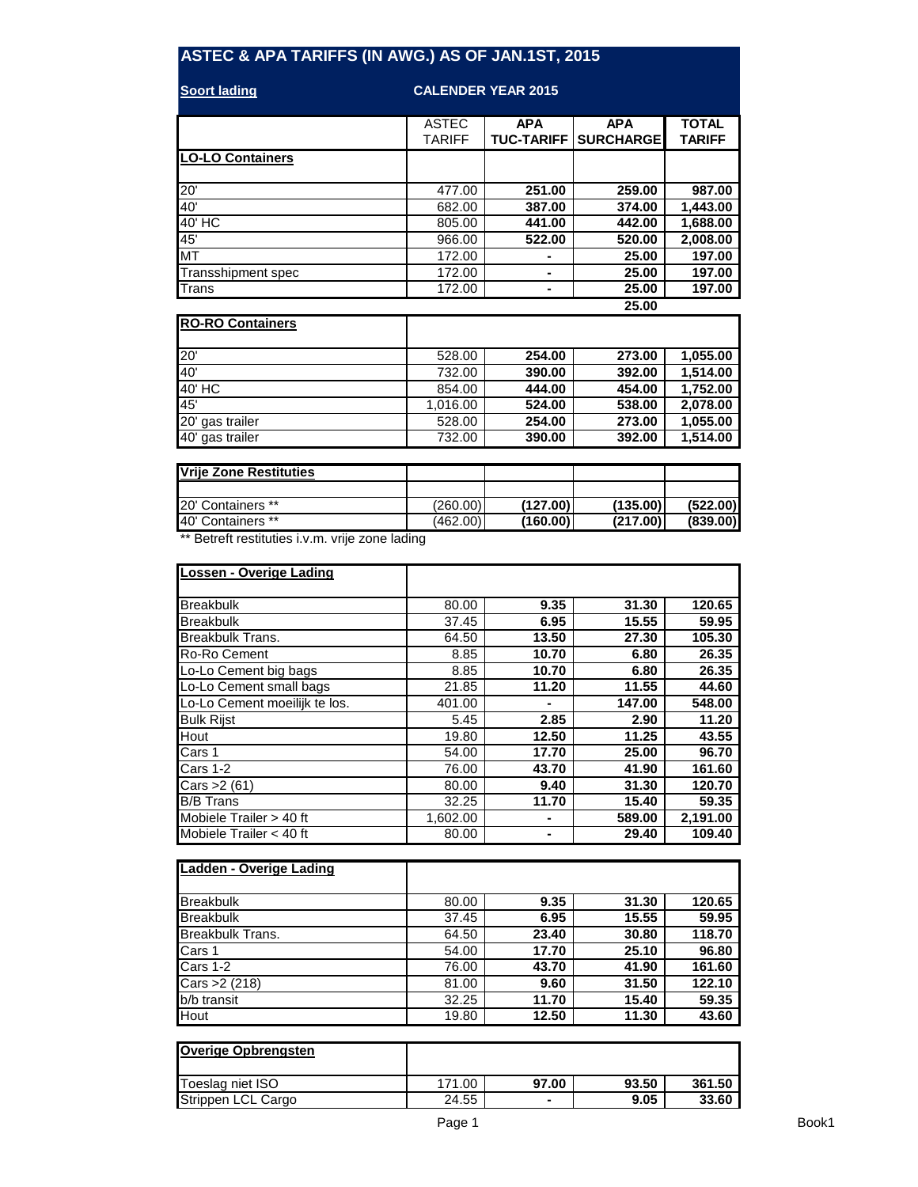# ASTEC & APA TARIFFS (IN AWG.) AS OF JAN.1ST, 2015

**Soort lading** — **CALENDER YEAR 2015**

| | ASTEC TARIFF | APA TUC-TARIFF | APA SURCHARGE | TOTAL TARIFF |
|---|---|---|---|---|
| **LO-LO Containers** | | | | |
| 20' | 477.00 | 251.00 | 259.00 | 987.00 |
| 40' | 682.00 | 387.00 | 374.00 | 1,443.00 |
| 40' HC | 805.00 | 441.00 | 442.00 | 1,688.00 |
| 45' | 966.00 | 522.00 | 520.00 | 2,008.00 |
| MT | 172.00 | - | 25.00 | 197.00 |
| Transshipment spec | 172.00 | - | 25.00 | 197.00 |
| Trans | 172.00 | - | 25.00 | 197.00 |
| | | | 25.00 | |
| **RO-RO Containers** | | | | |
| 20' | 528.00 | 254.00 | 273.00 | 1,055.00 |
| 40' | 732.00 | 390.00 | 392.00 | 1,514.00 |
| 40' HC | 854.00 | 444.00 | 454.00 | 1,752.00 |
| 45' | 1,016.00 | 524.00 | 538.00 | 2,078.00 |
| 20' gas trailer | 528.00 | 254.00 | 273.00 | 1,055.00 |
| 40' gas trailer | 732.00 | 390.00 | 392.00 | 1,514.00 |
| **Vrije Zone Restituties** | | | | |
| 20' Containers ** | (260.00) | (127.00) | (135.00) | (522.00) |
| 40' Containers ** | (462.00) | (160.00) | (217.00) | (839.00) |

** Betreft restituties i.v.m. vrije zone lading

| | ASTEC TARIFF | APA TUC-TARIFF | APA SURCHARGE | TOTAL TARIFF |
|---|---|---|---|---|
| **Lossen - Overige Lading** | | | | |
| Breakbulk | 80.00 | 9.35 | 31.30 | 120.65 |
| Breakbulk | 37.45 | 6.95 | 15.55 | 59.95 |
| Breakbulk Trans. | 64.50 | 13.50 | 27.30 | 105.30 |
| Ro-Ro Cement | 8.85 | 10.70 | 6.80 | 26.35 |
| Lo-Lo Cement big bags | 8.85 | 10.70 | 6.80 | 26.35 |
| Lo-Lo Cement small bags | 21.85 | 11.20 | 11.55 | 44.60 |
| Lo-Lo Cement moeilijk te los. | 401.00 | - | 147.00 | 548.00 |
| Bulk Rijst | 5.45 | 2.85 | 2.90 | 11.20 |
| Hout | 19.80 | 12.50 | 11.25 | 43.55 |
| Cars 1 | 54.00 | 17.70 | 25.00 | 96.70 |
| Cars 1-2 | 76.00 | 43.70 | 41.90 | 161.60 |
| Cars >2 (61) | 80.00 | 9.40 | 31.30 | 120.70 |
| B/B Trans | 32.25 | 11.70 | 15.40 | 59.35 |
| Mobiele Trailer > 40 ft | 1,602.00 | - | 589.00 | 2,191.00 |
| Mobiele Trailer < 40 ft | 80.00 | - | 29.40 | 109.40 |
| **Ladden - Overige Lading** | | | | |
| Breakbulk | 80.00 | 9.35 | 31.30 | 120.65 |
| Breakbulk | 37.45 | 6.95 | 15.55 | 59.95 |
| Breakbulk Trans. | 64.50 | 23.40 | 30.80 | 118.70 |
| Cars 1 | 54.00 | 17.70 | 25.10 | 96.80 |
| Cars 1-2 | 76.00 | 43.70 | 41.90 | 161.60 |
| Cars >2 (218) | 81.00 | 9.60 | 31.50 | 122.10 |
| b/b transit | 32.25 | 11.70 | 15.40 | 59.35 |
| Hout | 19.80 | 12.50 | 11.30 | 43.60 |
| **Overige Opbrengsten** | | | | |
| Toeslag niet ISO | 171.00 | 97.00 | 93.50 | 361.50 |
| Strippen LCL Cargo | 24.55 | - | 9.05 | 33.60 |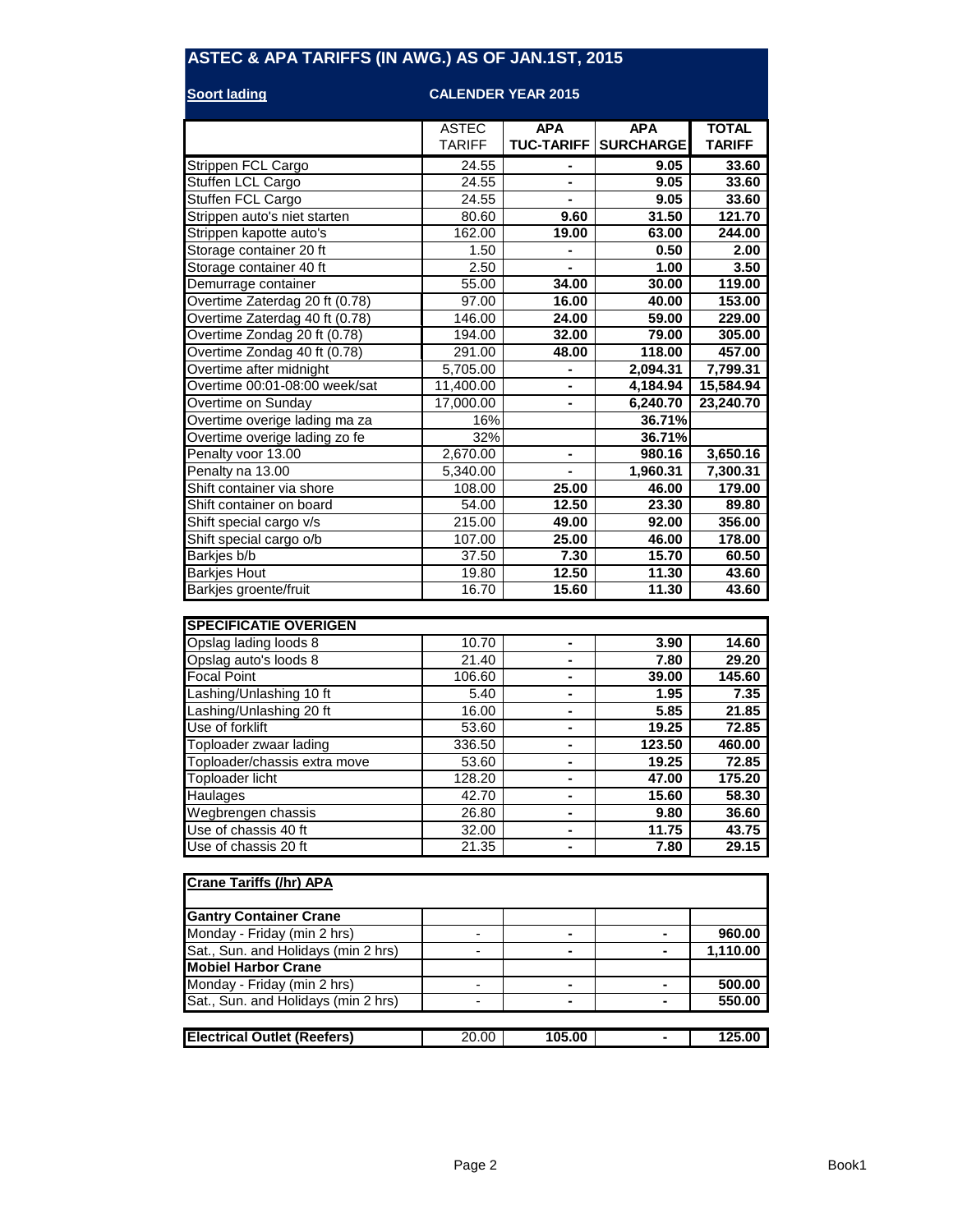# ASTEC & APA TARIFFS (IN AWG.) AS OF JAN.1ST, 2015

**Soort lading** **CALENDER YEAR 2015**

| | ASTEC TARIFF | APA TUC-TARIFF | APA SURCHARGE | TOTAL TARIFF |
|---|---|---|---|---|
| Strippen FCL Cargo | 24.55 | - | 9.05 | 33.60 |
| Stuffen LCL Cargo | 24.55 | - | 9.05 | 33.60 |
| Stuffen FCL Cargo | 24.55 | - | 9.05 | 33.60 |
| Strippen auto's niet starten | 80.60 | 9.60 | 31.50 | 121.70 |
| Strippen kapotte auto's | 162.00 | 19.00 | 63.00 | 244.00 |
| Storage container 20 ft | 1.50 | - | 0.50 | 2.00 |
| Storage container 40 ft | 2.50 | - | 1.00 | 3.50 |
| Demurrage container | 55.00 | 34.00 | 30.00 | 119.00 |
| Overtime Zaterdag 20 ft (0.78) | 97.00 | 16.00 | 40.00 | 153.00 |
| Overtime Zaterdag 40 ft (0.78) | 146.00 | 24.00 | 59.00 | 229.00 |
| Overtime Zondag 20 ft (0.78) | 194.00 | 32.00 | 79.00 | 305.00 |
| Overtime Zondag 40 ft (0.78) | 291.00 | 48.00 | 118.00 | 457.00 |
| Overtime after midnight | 5,705.00 | - | 2,094.31 | 7,799.31 |
| Overtime 00:01-08:00 week/sat | 11,400.00 | - | 4,184.94 | 15,584.94 |
| Overtime on Sunday | 17,000.00 | - | 6,240.70 | 23,240.70 |
| Overtime overige lading ma za | 16% | | 36.71% | |
| Overtime overige lading zo fe | 32% | | 36.71% | |
| Penalty voor 13.00 | 2,670.00 | - | 980.16 | 3,650.16 |
| Penalty na 13.00 | 5,340.00 | - | 1,960.31 | 7,300.31 |
| Shift container via shore | 108.00 | 25.00 | 46.00 | 179.00 |
| Shift container on board | 54.00 | 12.50 | 23.30 | 89.80 |
| Shift special cargo v/s | 215.00 | 49.00 | 92.00 | 356.00 |
| Shift special cargo o/b | 107.00 | 25.00 | 46.00 | 178.00 |
| Barkjes b/b | 37.50 | 7.30 | 15.70 | 60.50 |
| Barkjes Hout | 19.80 | 12.50 | 11.30 | 43.60 |
| Barkjes groente/fruit | 16.70 | 15.60 | 11.30 | 43.60 |

| **SPECIFICATIE OVERIGEN** | | | | |
|---|---|---|---|---|
| Opslag lading loods 8 | 10.70 | - | 3.90 | 14.60 |
| Opslag auto's loods 8 | 21.40 | - | 7.80 | 29.20 |
| Focal Point | 106.60 | - | 39.00 | 145.60 |
| Lashing/Unlashing 10 ft | 5.40 | - | 1.95 | 7.35 |
| Lashing/Unlashing 20 ft | 16.00 | - | 5.85 | 21.85 |
| Use of forklift | 53.60 | - | 19.25 | 72.85 |
| Toploader zwaar lading | 336.50 | - | 123.50 | 460.00 |
| Toploader/chassis extra move | 53.60 | - | 19.25 | 72.85 |
| Toploader licht | 128.20 | - | 47.00 | 175.20 |
| Haulages | 42.70 | - | 15.60 | 58.30 |
| Wegbrengen chassis | 26.80 | - | 9.80 | 36.60 |
| Use of chassis 40 ft | 32.00 | - | 11.75 | 43.75 |
| Use of chassis 20 ft | 21.35 | - | 7.80 | 29.15 |

| **Crane Tariffs (/hr) APA** | | | | |
|---|---|---|---|---|
| **Gantry Container Crane** | | | | |
| Monday - Friday (min 2 hrs) | - | - | - | 960.00 |
| Sat., Sun. and Holidays (min 2 hrs) | - | - | - | 1,110.00 |
| **Mobiel Harbor Crane** | | | | |
| Monday - Friday (min 2 hrs) | - | - | - | 500.00 |
| Sat., Sun. and Holidays (min 2 hrs) | - | - | - | 550.00 |

| | | | | |
|---|---|---|---|---|
| **Electrical Outlet (Reefers)** | 20.00 | 105.00 | - | 125.00 |